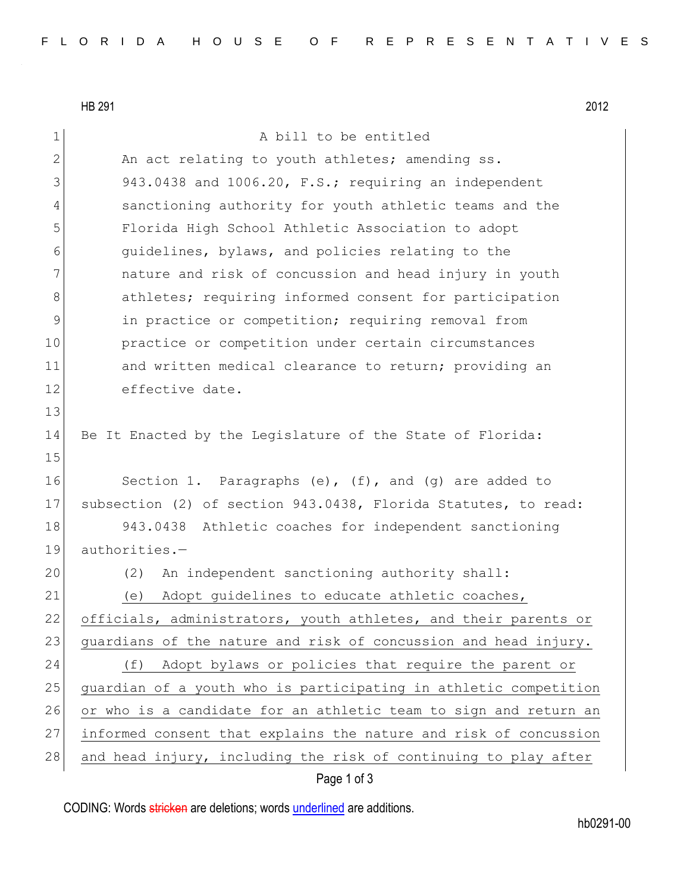HB 291 2012

A bill to be entitled

An act relating to youth athletes; amending ss. 943.0438 and 1006.20, F.S.; requiring an independent sanctioning authority for youth athletic teams and the Florida High School Athletic Association to adopt guidelines, bylaws, and policies relating to the nature and risk of concussion and head injury in youth athletes; requiring informed consent for participation in practice or competition; requiring removal from practice or competition under certain circumstances and written medical clearance to return; providing an effective date.

Be It Enacted by the Legislature of the State of Florida:

Section 1. Paragraphs (e), (f), and (g) are added to subsection (2) of section 943.0438, Florida Statutes, to read:

943.0438 Athletic coaches for independent sanctioning authorities.—

(2) An independent sanctioning authority shall:

(e) Adopt guidelines to educate athletic coaches, officials, administrators, youth athletes, and their parents or guardians of the nature and risk of concussion and head injury.

(f) Adopt bylaws or policies that require the parent or guardian of a youth who is participating in athletic competition or who is a candidate for an athletic team to sign and return an informed consent that explains the nature and risk of concussion and head injury, including the risk of continuing to play after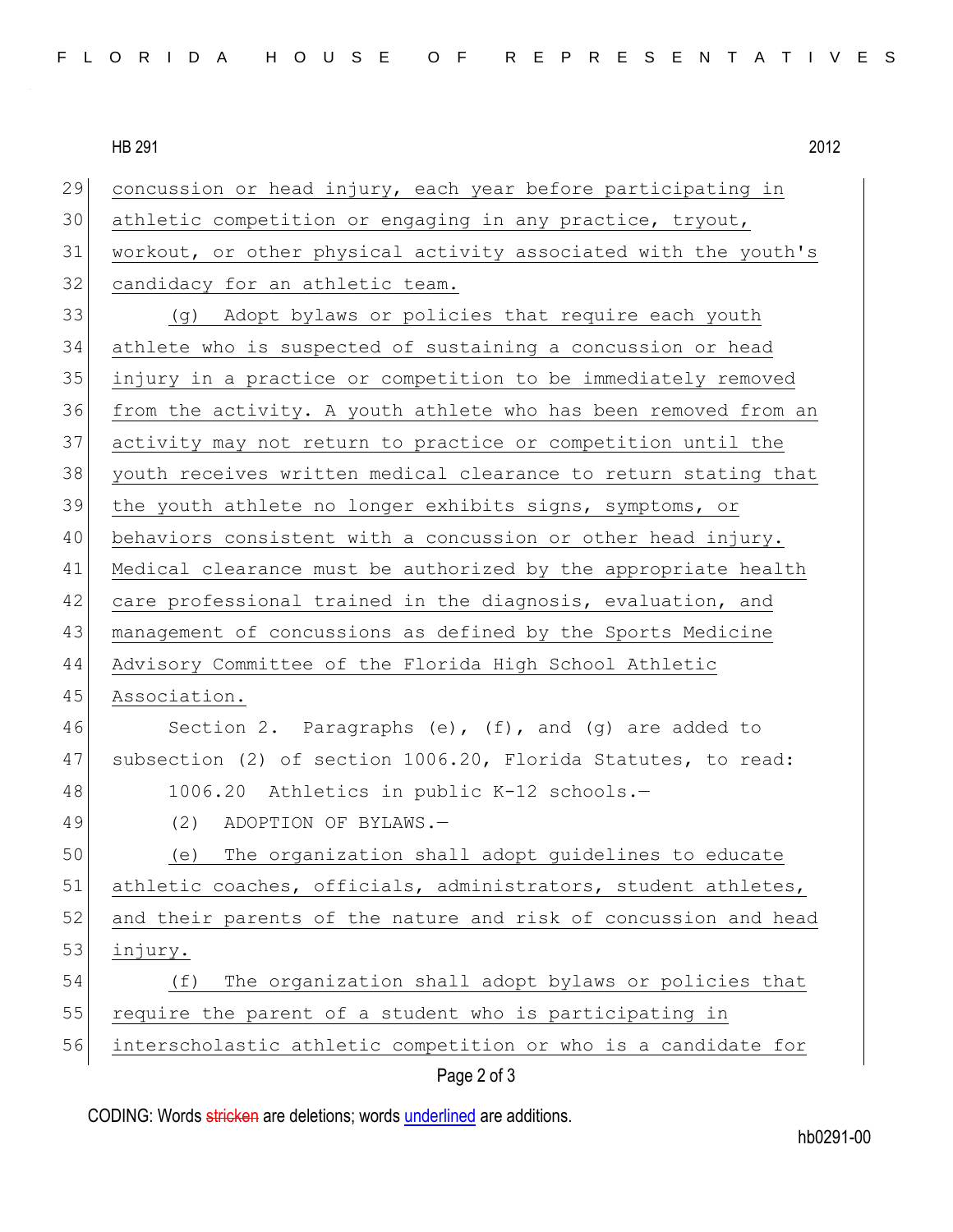concussion or head injury, each year before participating in athletic competition or engaging in any practice, tryout, workout, or other physical activity associated with the youth's candidacy for an athletic team.

(g) Adopt bylaws or policies that require each youth athlete who is suspected of sustaining a concussion or head injury in a practice or competition to be immediately removed from the activity. A youth athlete who has been removed from an activity may not return to practice or competition until the youth receives written medical clearance to return stating that the youth athlete no longer exhibits signs, symptoms, or behaviors consistent with a concussion or other head injury. Medical clearance must be authorized by the appropriate health care professional trained in the diagnosis, evaluation, and management of concussions as defined by the Sports Medicine Advisory Committee of the Florida High School Athletic Association.

Section 2. Paragraphs (e), (f), and (g) are added to subsection (2) of section 1006.20, Florida Statutes, to read:

1006.20 Athletics in public K-12 schools.—

(2) ADOPTION OF BYLAWS.—

(e) The organization shall adopt guidelines to educate athletic coaches, officials, administrators, student athletes, and their parents of the nature and risk of concussion and head injury.

(f) The organization shall adopt bylaws or policies that require the parent of a student who is participating in interscholastic athletic competition or who is a candidate for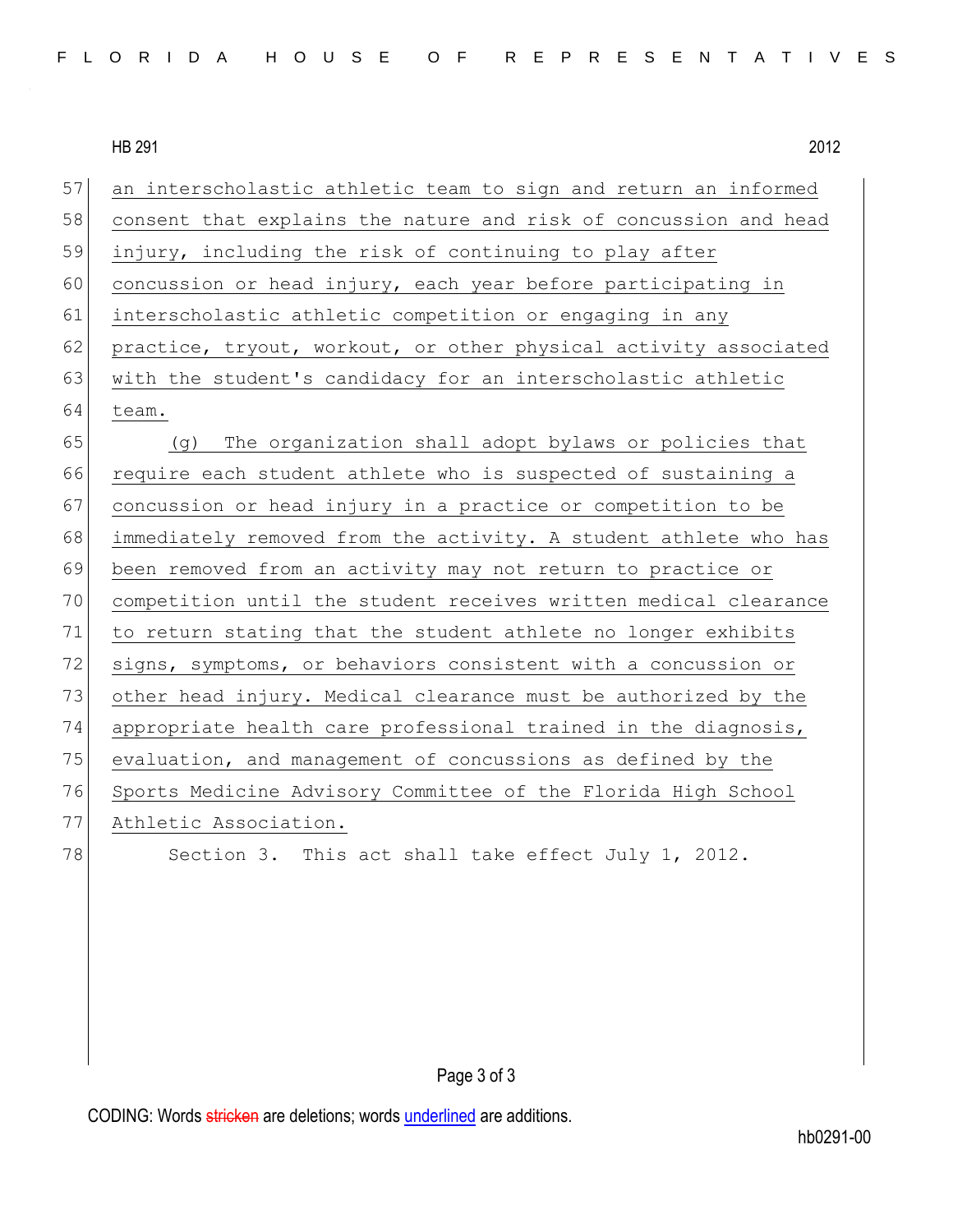an interscholastic athletic team to sign and return an informed consent that explains the nature and risk of concussion and head injury, including the risk of continuing to play after concussion or head injury, each year before participating in interscholastic athletic competition or engaging in any practice, tryout, workout, or other physical activity associated with the student's candidacy for an interscholastic athletic team.

(g) The organization shall adopt bylaws or policies that require each student athlete who is suspected of sustaining a concussion or head injury in a practice or competition to be immediately removed from the activity. A student athlete who has been removed from an activity may not return to practice or competition until the student receives written medical clearance to return stating that the student athlete no longer exhibits signs, symptoms, or behaviors consistent with a concussion or other head injury. Medical clearance must be authorized by the appropriate health care professional trained in the diagnosis, evaluation, and management of concussions as defined by the Sports Medicine Advisory Committee of the Florida High School Athletic Association.

Section 3. This act shall take effect July 1, 2012.